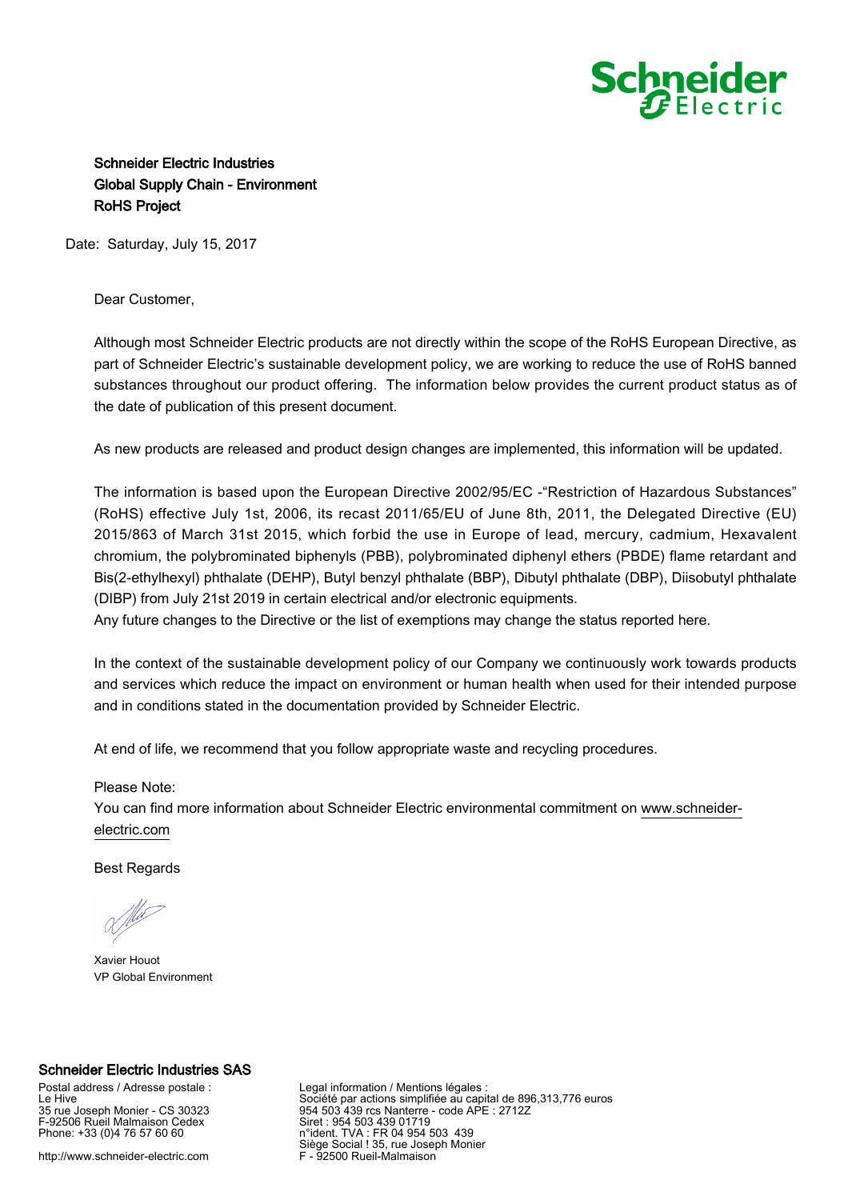**Schneider Electric Industries**
**Global Supply Chain - Environment**
**RoHS Project**

Date: Saturday, July 15, 2017

Dear Customer,

Although most Schneider Electric products are not directly within the scope of the RoHS European Directive, as part of Schneider Electric's sustainable development policy, we are working to reduce the use of RoHS banned substances throughout our product offering. The information below provides the current product status as of the date of publication of this present document.

As new products are released and product design changes are implemented, this information will be updated.

The information is based upon the European Directive 2002/95/EC -"Restriction of Hazardous Substances" (RoHS) effective July 1st, 2006, its recast 2011/65/EU of June 8th, 2011, the Delegated Directive (EU) 2015/863 of March 31st 2015, which forbid the use in Europe of lead, mercury, cadmium, Hexavalent chromium, the polybrominated biphenyls (PBB), polybrominated diphenyl ethers (PBDE) flame retardant and Bis(2-ethylhexyl) phthalate (DEHP), Butyl benzyl phthalate (BBP), Dibutyl phthalate (DBP), Diisobutyl phthalate (DIBP) from July 21st 2019 in certain electrical and/or electronic equipments.
Any future changes to the Directive or the list of exemptions may change the status reported here.

In the context of the sustainable development policy of our Company we continuously work towards products and services which reduce the impact on environment or human health when used for their intended purpose and in conditions stated in the documentation provided by Schneider Electric.

At end of life, we recommend that you follow appropriate waste and recycling procedures.

Please Note:
You can find more information about Schneider Electric environmental commitment on www.schneider-electric.com

Best Regards

Xavier Houot
VP Global Environment

**Schneider Electric Industries SAS**

Postal address / Adresse postale :
Le Hive
35 rue Joseph Monier - CS 30323
F-92506 Rueil Malmaison Cedex
Phone: +33 (0)4 76 57 60 60

http://www.schneider-electric.com

Legal information / Mentions légales :
Société par actions simplifiée au capital de 896,313,776 euros
954 503 439 rcs Nanterre - code APE : 2712Z
Siret : 954 503 439 01719
n°ident. TVA : FR 04 954 503 439
Siège Social ! 35, rue Joseph Monier
F - 92500 Rueil-Malmaison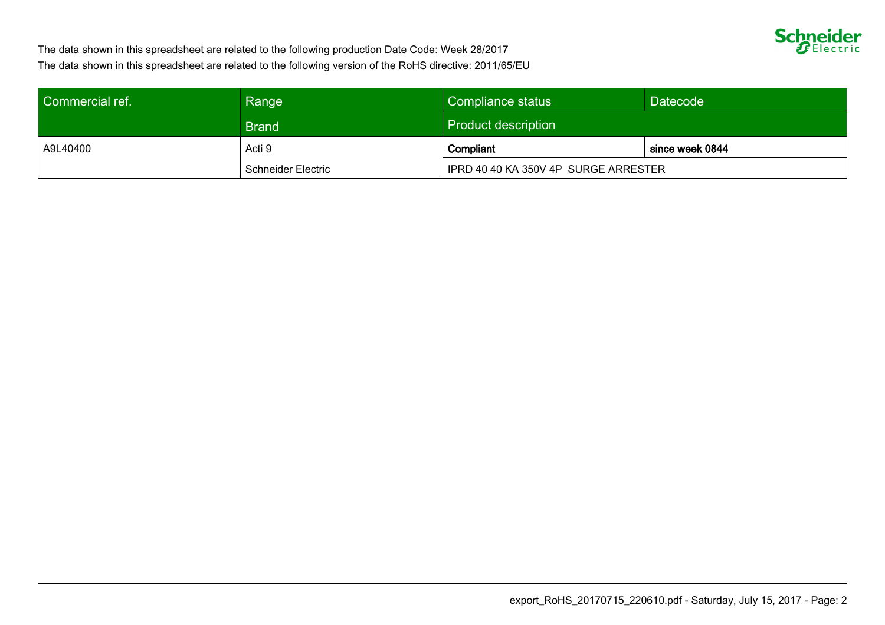The data shown in this spreadsheet are related to the following production Date Code: Week 28/2017
The data shown in this spreadsheet are related to the following version of the RoHS directive: 2011/65/EU

| Commercial ref. | Range | Compliance status | Datecode |
|---|---|---|---|
| | Brand | Product description | |
| A9L40400 | Acti 9 | **Compliant** | **since week 0844** |
| | Schneider Electric | IPRD 40 40 KA 350V 4P SURGE ARRESTER | |